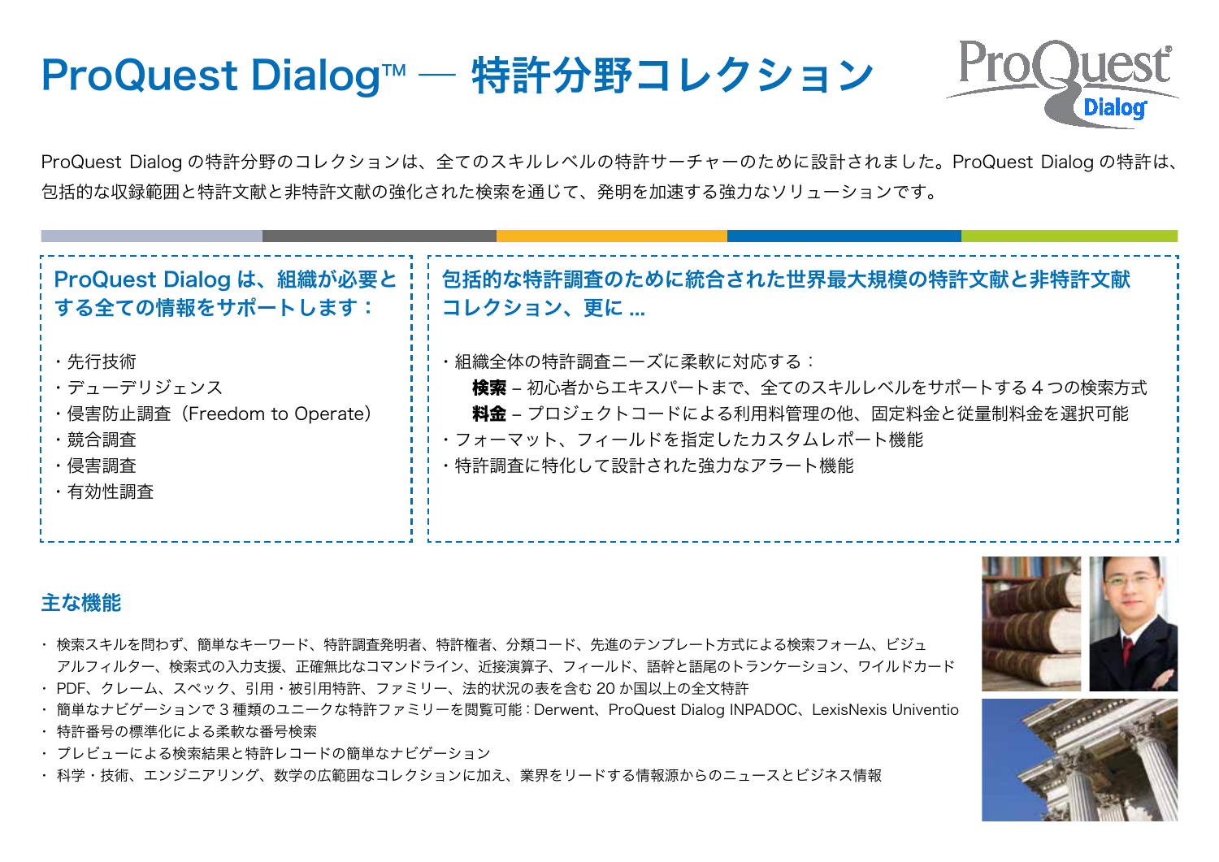# ProQuest Dialog™ — 特許分野コレクション

ProQuest Dialog の特許分野のコレクションは、全てのスキルレベルの特許サーチャーのために設計されました。ProQuest Dialog の特許は、包括的な収録範囲と特許文献と非特許文献の強化された検索を通じて、発明を加速する強力なソリューションです。

### ProQuest Dialog は、組織が必要とする全ての情報をサポートします：

- 先行技術
- デューデリジェンス
- 侵害防止調査（Freedom to Operate）
- 競合調査
- 侵害調査
- 有効性調査

### 包括的な特許調査のために統合された世界最大規模の特許文献と非特許文献コレクション、更に ...

- 組織全体の特許調査ニーズに柔軟に対応する：
  - **検索** – 初心者からエキスパートまで、全てのスキルレベルをサポートする 4 つの検索方式
  - **料金** – プロジェクトコードによる利用料管理の他、固定料金と従量制料金を選択可能
- フォーマット、フィールドを指定したカスタムレポート機能
- 特許調査に特化して設計された強力なアラート機能

## 主な機能

- 検索スキルを問わず、簡単なキーワード、特許調査発明者、特許権者、分類コード、先進のテンプレート方式による検索フォーム、ビジュアルフィルター、検索式の入力支援、正確無比なコマンドライン、近接演算子、フィールド、語幹と語尾のトランケーション、ワイルドカード
- PDF、クレーム、スペック、引用・被引用特許、ファミリー、法的状況の表を含む 20 か国以上の全文特許
- 簡単なナビゲーションで 3 種類のユニークな特許ファミリーを閲覧可能：Derwent、ProQuest Dialog INPADOC、LexisNexis Univentio
- 特許番号の標準化による柔軟な番号検索
- プレビューによる検索結果と特許レコードの簡単なナビゲーション
- 科学・技術、エンジニアリング、数学の広範囲なコレクションに加え、業界をリードする情報源からのニュースとビジネス情報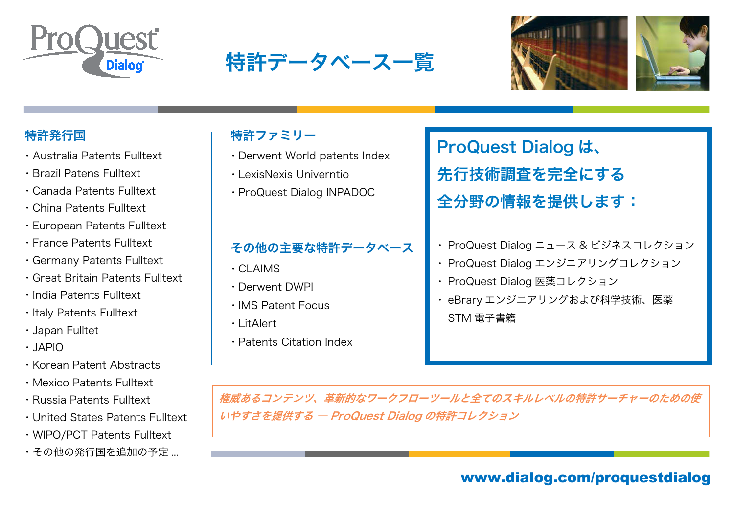ProQuest Dialog

# 特許データベース一覧

## 特許発行国

- Australia Patents Fulltext
- Brazil Patens Fulltext
- Canada Patents Fulltext
- China Patents Fulltext
- European Patents Fulltext
- France Patents Fulltext
- Germany Patents Fulltext
- Great Britain Patents Fulltext
- India Patents Fulltext
- Italy Patents Fulltext
- Japan Fulltet
- JAPIO
- Korean Patent Abstracts
- Mexico Patents Fulltext
- Russia Patents Fulltext
- United States Patents Fulltext
- WIPO/PCT Patents Fulltext
- その他の発行国を追加の予定 ...

## 特許ファミリー

- Derwent World patents Index
- LexisNexis Univerntio
- ProQuest Dialog INPADOC

## その他の主要な特許データベース

- CLAIMS
- Derwent DWPI
- IMS Patent Focus
- LitAlert
- Patents Citation Index

## ProQuest Dialog は、先行技術調査を完全にする全分野の情報を提供します：

- ProQuest Dialog ニュース & ビジネスコレクション
- ProQuest Dialog エンジニアリングコレクション
- ProQuest Dialog 医薬コレクション
- eBrary エンジニアリングおよび科学技術、医薬 STM 電子書籍

*権威あるコンテンツ、革新的なワークフローツールと全てのスキルレベルの特許サーチャーのための使いやすさを提供する ― ProQuest Dialog の特許コレクション*

**www.dialog.com/proquestdialog**